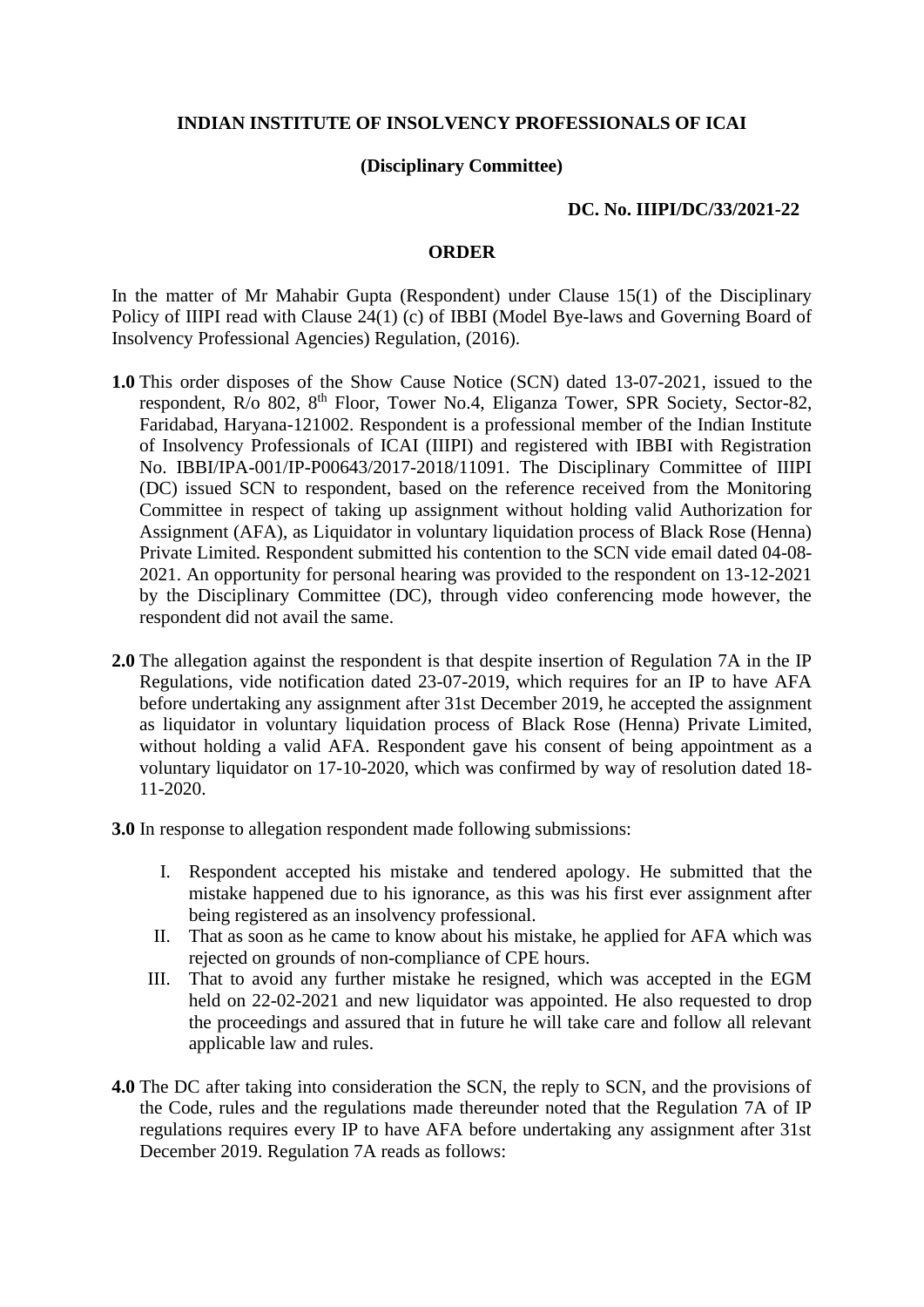**INDIAN INSTITUTE OF INSOLVENCY PROFESSIONALS OF ICAI**

**(Disciplinary Committee)**

**DC. No. IIIPI/DC/33/2021-22**

**ORDER**

In the matter of Mr Mahabir Gupta (Respondent) under Clause 15(1) of the Disciplinary Policy of IIIPI read with Clause 24(1) (c) of IBBI (Model Bye-laws and Governing Board of Insolvency Professional Agencies) Regulation, (2016).

**1.0** This order disposes of the Show Cause Notice (SCN) dated 13-07-2021, issued to the respondent, R/o 802, 8th Floor, Tower No.4, Eliganza Tower, SPR Society, Sector-82, Faridabad, Haryana-121002. Respondent is a professional member of the Indian Institute of Insolvency Professionals of ICAI (IIIPI) and registered with IBBI with Registration No. IBBI/IPA-001/IP-P00643/2017-2018/11091. The Disciplinary Committee of IIIPI (DC) issued SCN to respondent, based on the reference received from the Monitoring Committee in respect of taking up assignment without holding valid Authorization for Assignment (AFA), as Liquidator in voluntary liquidation process of Black Rose (Henna) Private Limited. Respondent submitted his contention to the SCN vide email dated 04-08-2021. An opportunity for personal hearing was provided to the respondent on 13-12-2021 by the Disciplinary Committee (DC), through video conferencing mode however, the respondent did not avail the same.

**2.0** The allegation against the respondent is that despite insertion of Regulation 7A in the IP Regulations, vide notification dated 23-07-2019, which requires for an IP to have AFA before undertaking any assignment after 31st December 2019, he accepted the assignment as liquidator in voluntary liquidation process of Black Rose (Henna) Private Limited, without holding a valid AFA. Respondent gave his consent of being appointment as a voluntary liquidator on 17-10-2020, which was confirmed by way of resolution dated 18-11-2020.

**3.0** In response to allegation respondent made following submissions:

I. Respondent accepted his mistake and tendered apology. He submitted that the mistake happened due to his ignorance, as this was his first ever assignment after being registered as an insolvency professional.

II. That as soon as he came to know about his mistake, he applied for AFA which was rejected on grounds of non-compliance of CPE hours.

III. That to avoid any further mistake he resigned, which was accepted in the EGM held on 22-02-2021 and new liquidator was appointed. He also requested to drop the proceedings and assured that in future he will take care and follow all relevant applicable law and rules.

**4.0** The DC after taking into consideration the SCN, the reply to SCN, and the provisions of the Code, rules and the regulations made thereunder noted that the Regulation 7A of IP regulations requires every IP to have AFA before undertaking any assignment after 31st December 2019. Regulation 7A reads as follows: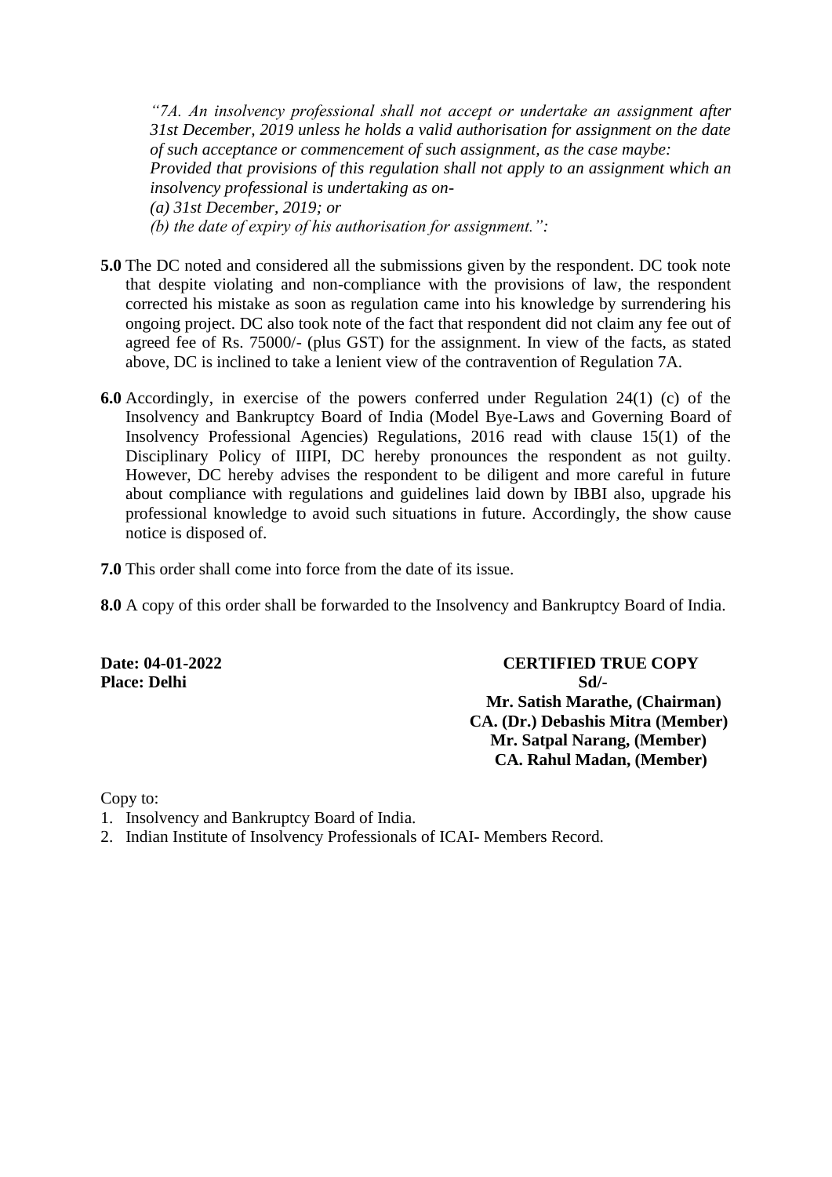*"7A. An insolvency professional shall not accept or undertake an assignment after 31st December, 2019 unless he holds a valid authorisation for assignment on the date of such acceptance or commencement of such assignment, as the case maybe:*
*Provided that provisions of this regulation shall not apply to an assignment which an insolvency professional is undertaking as on-*
*(a) 31st December, 2019; or*
*(b) the date of expiry of his authorisation for assignment.":*

**5.0** The DC noted and considered all the submissions given by the respondent. DC took note that despite violating and non-compliance with the provisions of law, the respondent corrected his mistake as soon as regulation came into his knowledge by surrendering his ongoing project. DC also took note of the fact that respondent did not claim any fee out of agreed fee of Rs. 75000/- (plus GST) for the assignment. In view of the facts, as stated above, DC is inclined to take a lenient view of the contravention of Regulation 7A.

**6.0** Accordingly, in exercise of the powers conferred under Regulation 24(1) (c) of the Insolvency and Bankruptcy Board of India (Model Bye-Laws and Governing Board of Insolvency Professional Agencies) Regulations, 2016 read with clause 15(1) of the Disciplinary Policy of IIIPI, DC hereby pronounces the respondent as not guilty. However, DC hereby advises the respondent to be diligent and more careful in future about compliance with regulations and guidelines laid down by IBBI also, upgrade his professional knowledge to avoid such situations in future. Accordingly, the show cause notice is disposed of.

**7.0** This order shall come into force from the date of its issue.

**8.0** A copy of this order shall be forwarded to the Insolvency and Bankruptcy Board of India.

**Date: 04-01-2022**
**Place: Delhi**

**CERTIFIED TRUE COPY**
**Sd/-**
**Mr. Satish Marathe, (Chairman)**
**CA. (Dr.) Debashis Mitra (Member)**
**Mr. Satpal Narang, (Member)**
**CA. Rahul Madan, (Member)**

Copy to:
1. Insolvency and Bankruptcy Board of India.
2. Indian Institute of Insolvency Professionals of ICAI- Members Record.